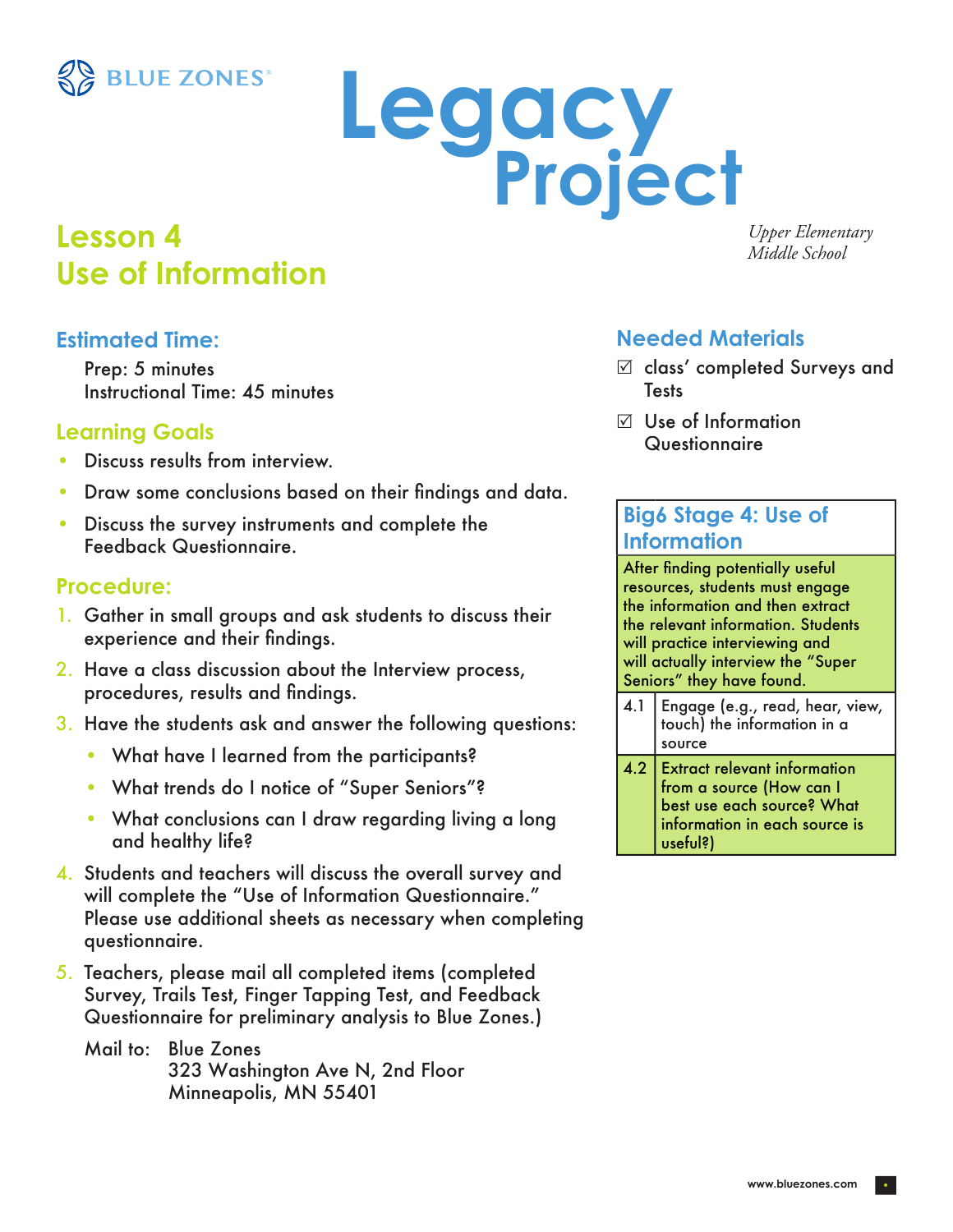BLUE ZONES®

# Legacy Project

## Lesson 4
## Use of Information

*Upper Elementary*
*Middle School*

### Estimated Time:

Prep: 5 minutes
Instructional Time: 45 minutes

### Learning Goals

- Discuss results from interview.
- Draw some conclusions based on their findings and data.
- Discuss the survey instruments and complete the Feedback Questionnaire.

### Procedure:

1. Gather in small groups and ask students to discuss their experience and their findings.
2. Have a class discussion about the Interview process, procedures, results and findings.
3. Have the students ask and answer the following questions:
   - What have I learned from the participants?
   - What trends do I notice of "Super Seniors"?
   - What conclusions can I draw regarding living a long and healthy life?
4. Students and teachers will discuss the overall survey and will complete the "Use of Information Questionnaire." Please use additional sheets as necessary when completing questionnaire.
5. Teachers, please mail all completed items (completed Survey, Trails Test, Finger Tapping Test, and Feedback Questionnaire for preliminary analysis to Blue Zones.)

   Mail to: Blue Zones
   323 Washington Ave N, 2nd Floor
   Minneapolis, MN 55401

### Needed Materials

- ☑ class' completed Surveys and Tests
- ☑ Use of Information Questionnaire

| Big6 Stage 4: Use of Information | |
|---|---|
| After finding potentially useful resources, students must engage the information and then extract the relevant information. Students will practice interviewing and will actually interview the "Super Seniors" they have found. | |
| 4.1 | Engage (e.g., read, hear, view, touch) the information in a source |
| 4.2 | Extract relevant information from a source (How can I best use each source? What information in each source is useful?) |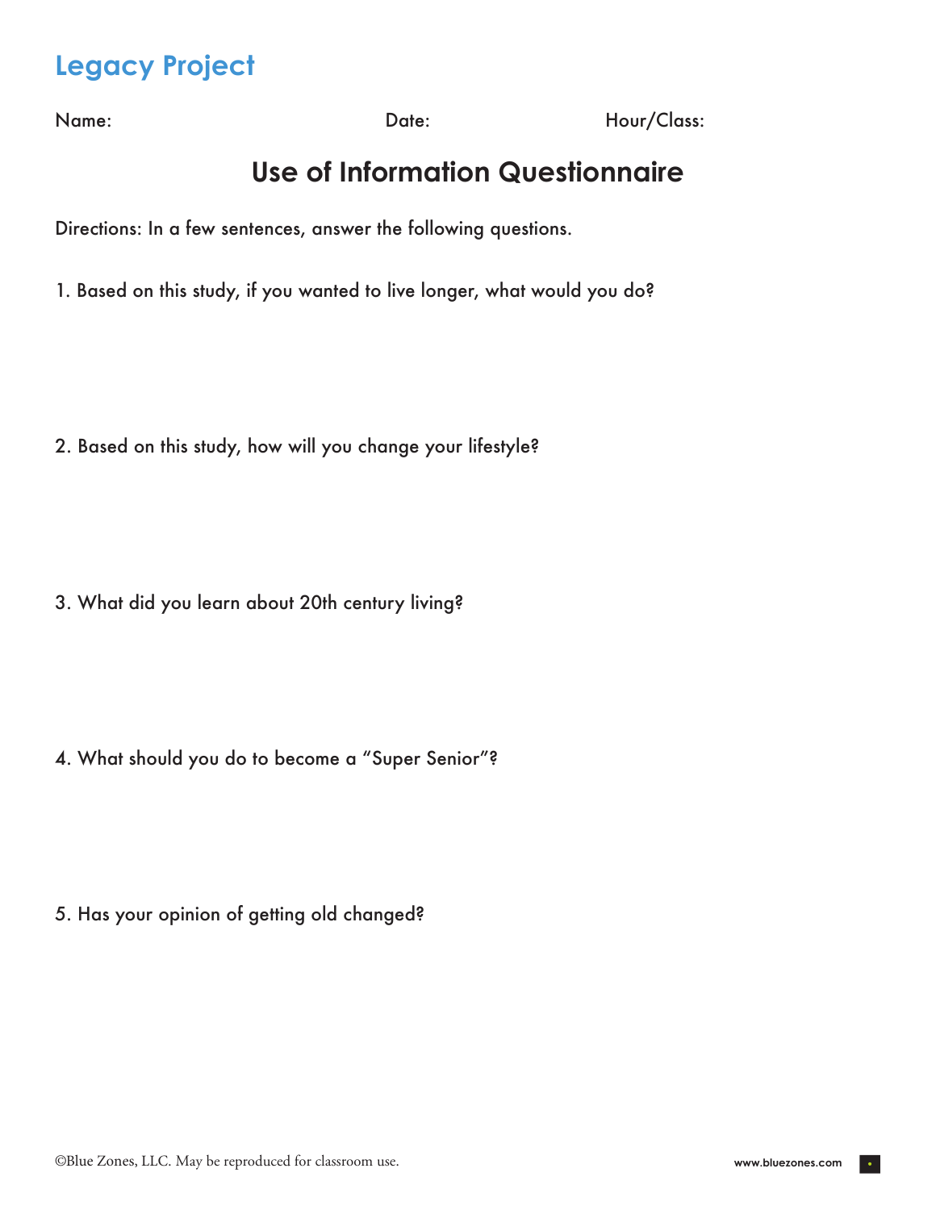# Legacy Project

Name: Date: Hour/Class:

## Use of Information Questionnaire

Directions: In a few sentences, answer the following questions.

1. Based on this study, if you wanted to live longer, what would you do?

2. Based on this study, how will you change your lifestyle?

3. What did you learn about 20th century living?

4. What should you do to become a "Super Senior"?

5. Has your opinion of getting old changed?

©Blue Zones, LLC. May be reproduced for classroom use.

www.bluezones.com